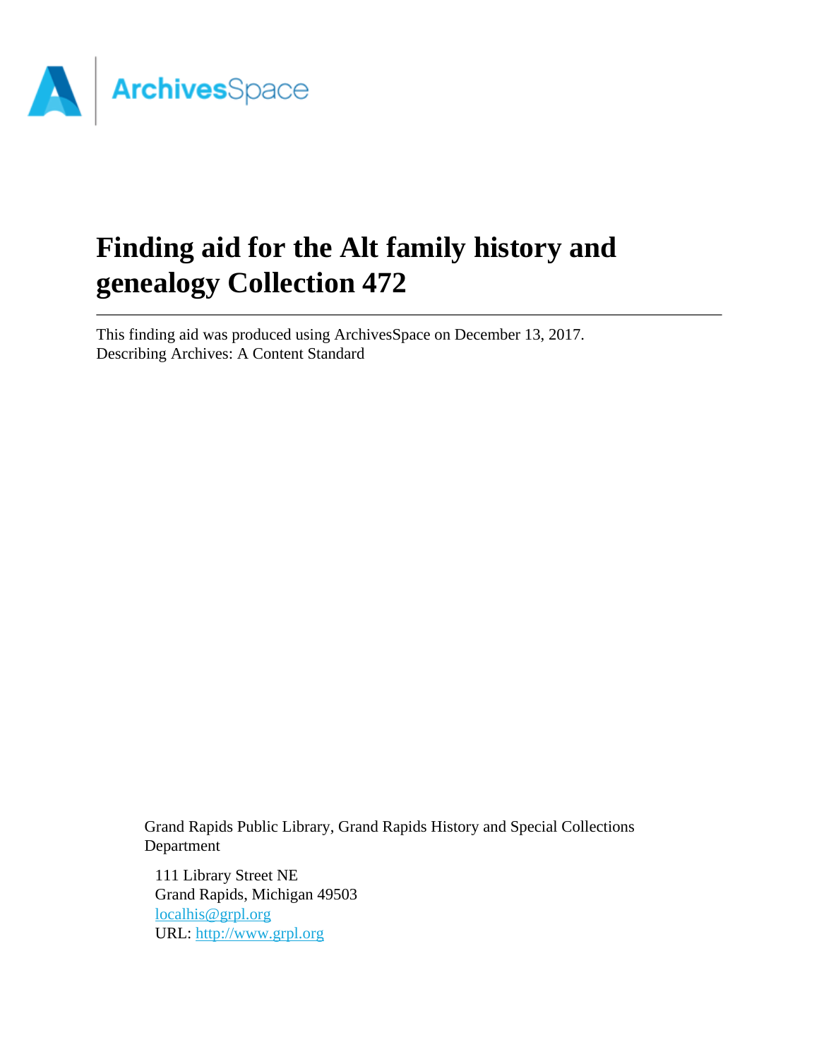# Finding aid for the Alt family history and genealogy Collection 472

This finding aid was produced using ArchivesSpace on December 13, 2017.
Describing Archives: A Content Standard

Grand Rapids Public Library, Grand Rapids History and Special Collections Department

111 Library Street NE
Grand Rapids, Michigan 49503
[localhis@grpl.org](mailto:localhis@grpl.org)
URL: [http://www.grpl.org](http://www.grpl.org)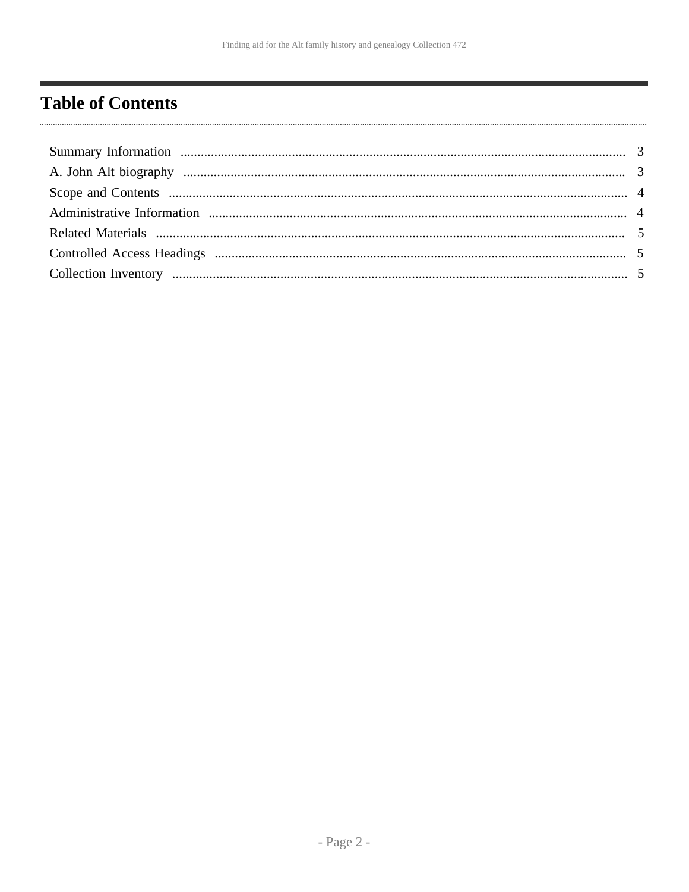# Table of Contents

Summary Information ........................................................................................................................ 3

A. John Alt biography ........................................................................................................................ 3

Scope and Contents ........................................................................................................................ 4

Administrative Information ........................................................................................................... 4

Related Materials ............................................................................................................................ 5

Controlled Access Headings .......................................................................................................... 5

Collection Inventory ........................................................................................................................ 5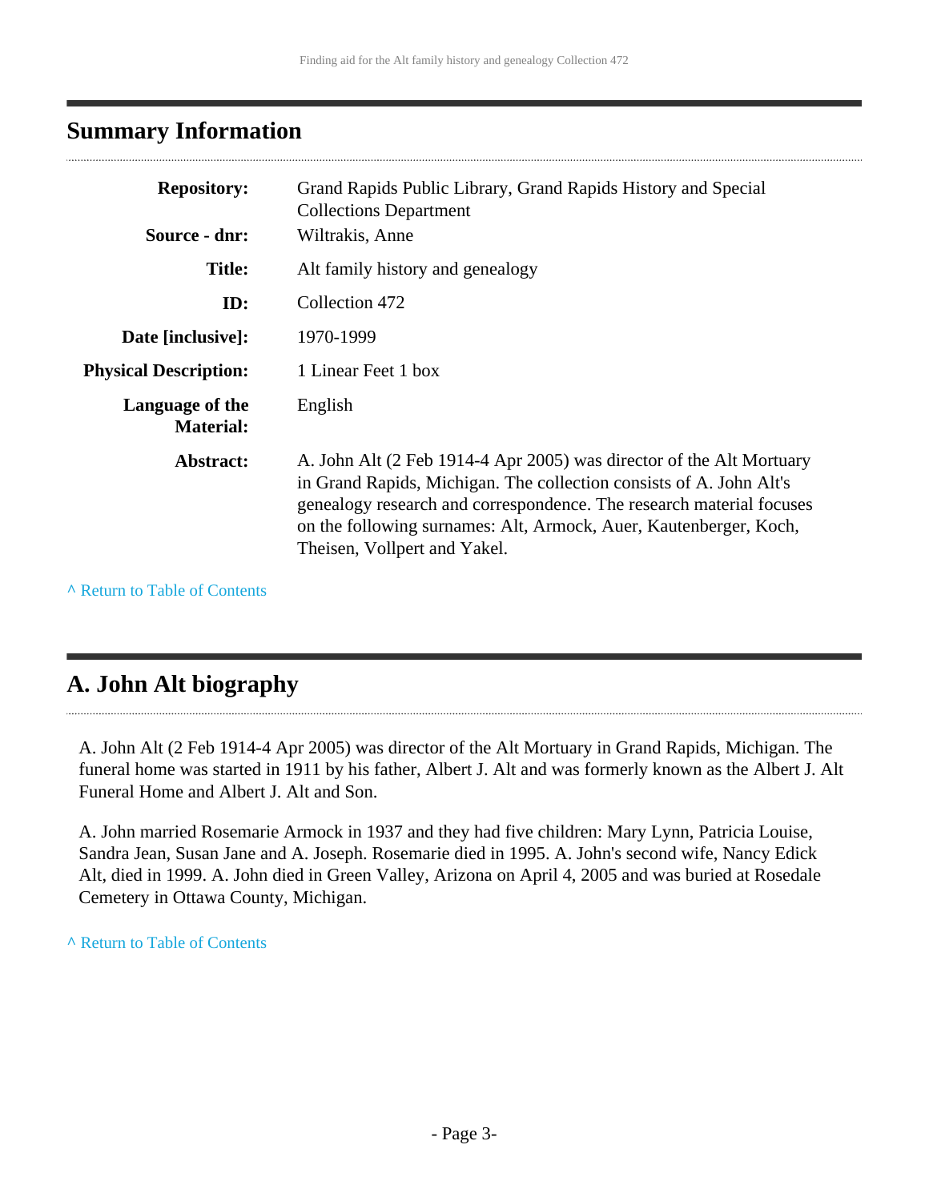## Summary Information

| | |
|---|---|
| **Repository:** | Grand Rapids Public Library, Grand Rapids History and Special Collections Department |
| **Source - dnr:** | Wiltrakis, Anne |
| **Title:** | Alt family history and genealogy |
| **ID:** | Collection 472 |
| **Date [inclusive]:** | 1970-1999 |
| **Physical Description:** | 1 Linear Feet 1 box |
| **Language of the Material:** | English |
| **Abstract:** | A. John Alt (2 Feb 1914-4 Apr 2005) was director of the Alt Mortuary in Grand Rapids, Michigan. The collection consists of A. John Alt's genealogy research and correspondence. The research material focuses on the following surnames: Alt, Armock, Auer, Kautenberger, Koch, Theisen, Vollpert and Yakel. |

^ Return to Table of Contents

## A. John Alt biography

A. John Alt (2 Feb 1914-4 Apr 2005) was director of the Alt Mortuary in Grand Rapids, Michigan. The funeral home was started in 1911 by his father, Albert J. Alt and was formerly known as the Albert J. Alt Funeral Home and Albert J. Alt and Son.

A. John married Rosemarie Armock in 1937 and they had five children: Mary Lynn, Patricia Louise, Sandra Jean, Susan Jane and A. Joseph. Rosemarie died in 1995. A. John's second wife, Nancy Edick Alt, died in 1999. A. John died in Green Valley, Arizona on April 4, 2005 and was buried at Rosedale Cemetery in Ottawa County, Michigan.

^ Return to Table of Contents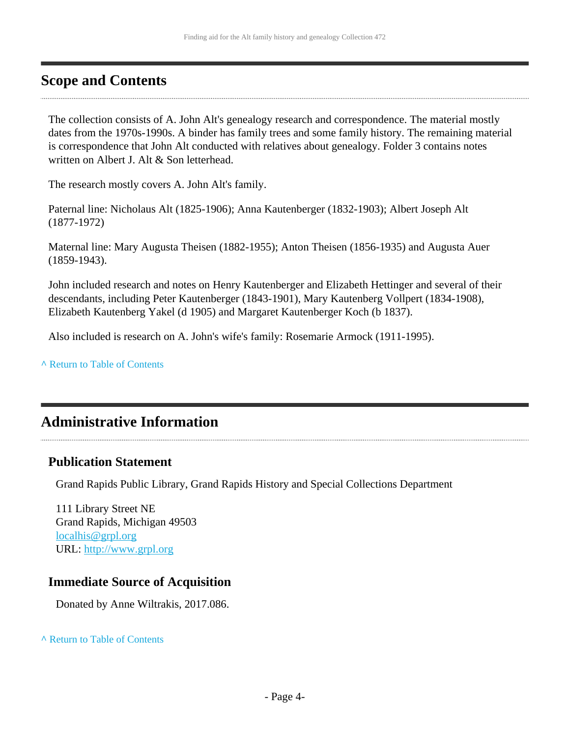## Scope and Contents

The collection consists of A. John Alt's genealogy research and correspondence. The material mostly dates from the 1970s-1990s. A binder has family trees and some family history. The remaining material is correspondence that John Alt conducted with relatives about genealogy. Folder 3 contains notes written on Albert J. Alt & Son letterhead.

The research mostly covers A. John Alt's family.

Paternal line: Nicholaus Alt (1825-1906); Anna Kautenberger (1832-1903); Albert Joseph Alt (1877-1972)

Maternal line: Mary Augusta Theisen (1882-1955); Anton Theisen (1856-1935) and Augusta Auer (1859-1943).

John included research and notes on Henry Kautenberger and Elizabeth Hettinger and several of their descendants, including Peter Kautenberger (1843-1901), Mary Kautenberg Vollpert (1834-1908), Elizabeth Kautenberg Yakel (d 1905) and Margaret Kautenberger Koch (b 1837).

Also included is research on A. John's wife's family: Rosemarie Armock (1911-1995).

^ Return to Table of Contents

## Administrative Information

### Publication Statement

Grand Rapids Public Library, Grand Rapids History and Special Collections Department

111 Library Street NE
Grand Rapids, Michigan 49503
localhis@grpl.org
URL: http://www.grpl.org

### Immediate Source of Acquisition

Donated by Anne Wiltrakis, 2017.086.

^ Return to Table of Contents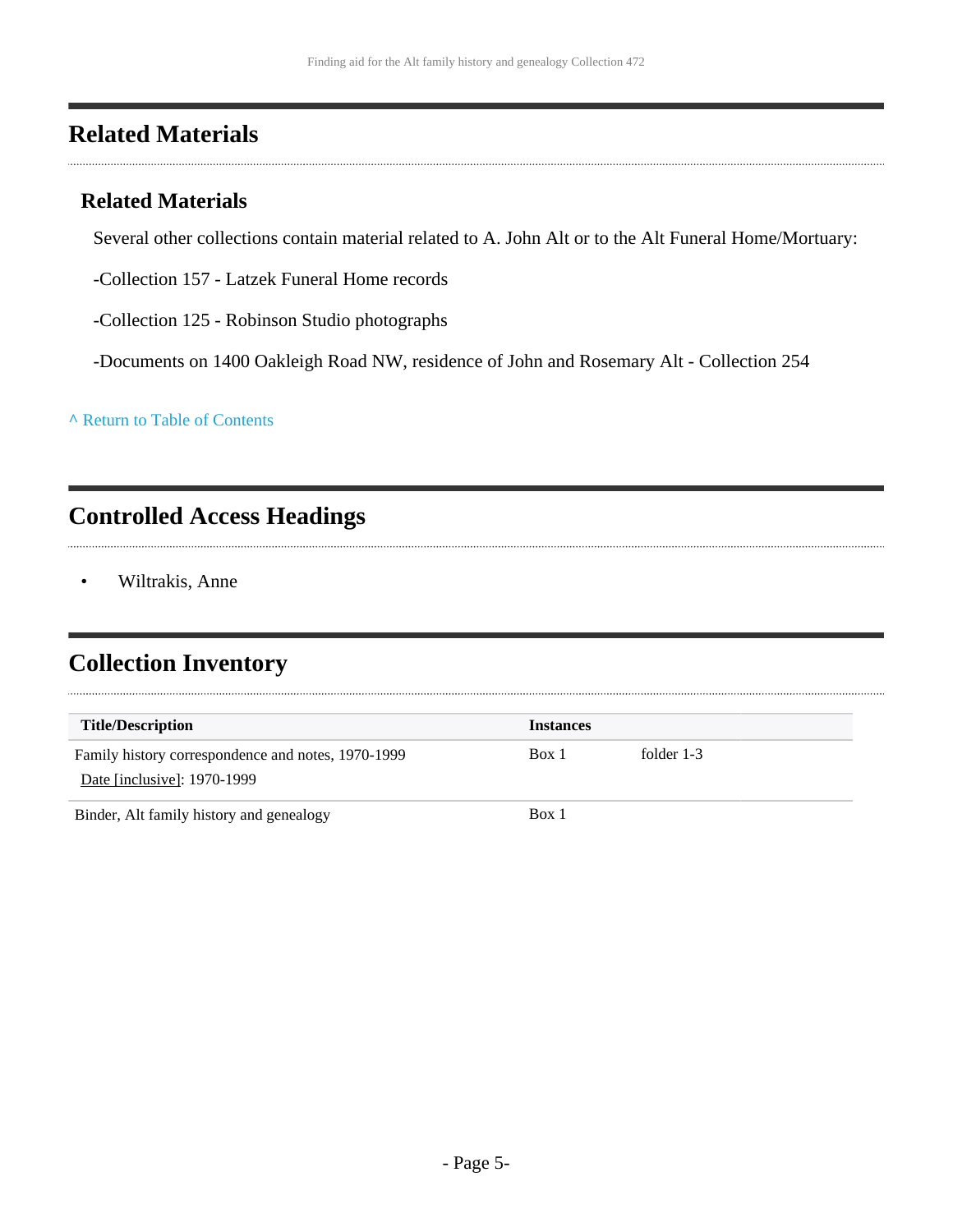## Related Materials

### Related Materials

Several other collections contain material related to A. John Alt or to the Alt Funeral Home/Mortuary:

-Collection 157 - Latzek Funeral Home records

-Collection 125 - Robinson Studio photographs

-Documents on 1400 Oakleigh Road NW, residence of John and Rosemary Alt - Collection 254

^ Return to Table of Contents

## Controlled Access Headings

- Wiltrakis, Anne

## Collection Inventory

| Title/Description | Instances | |
|---|---|---|
| Family history correspondence and notes, 1970-1999<br>Date [inclusive]: 1970-1999 | Box 1 | folder 1-3 |
| Binder, Alt family history and genealogy | Box 1 | |